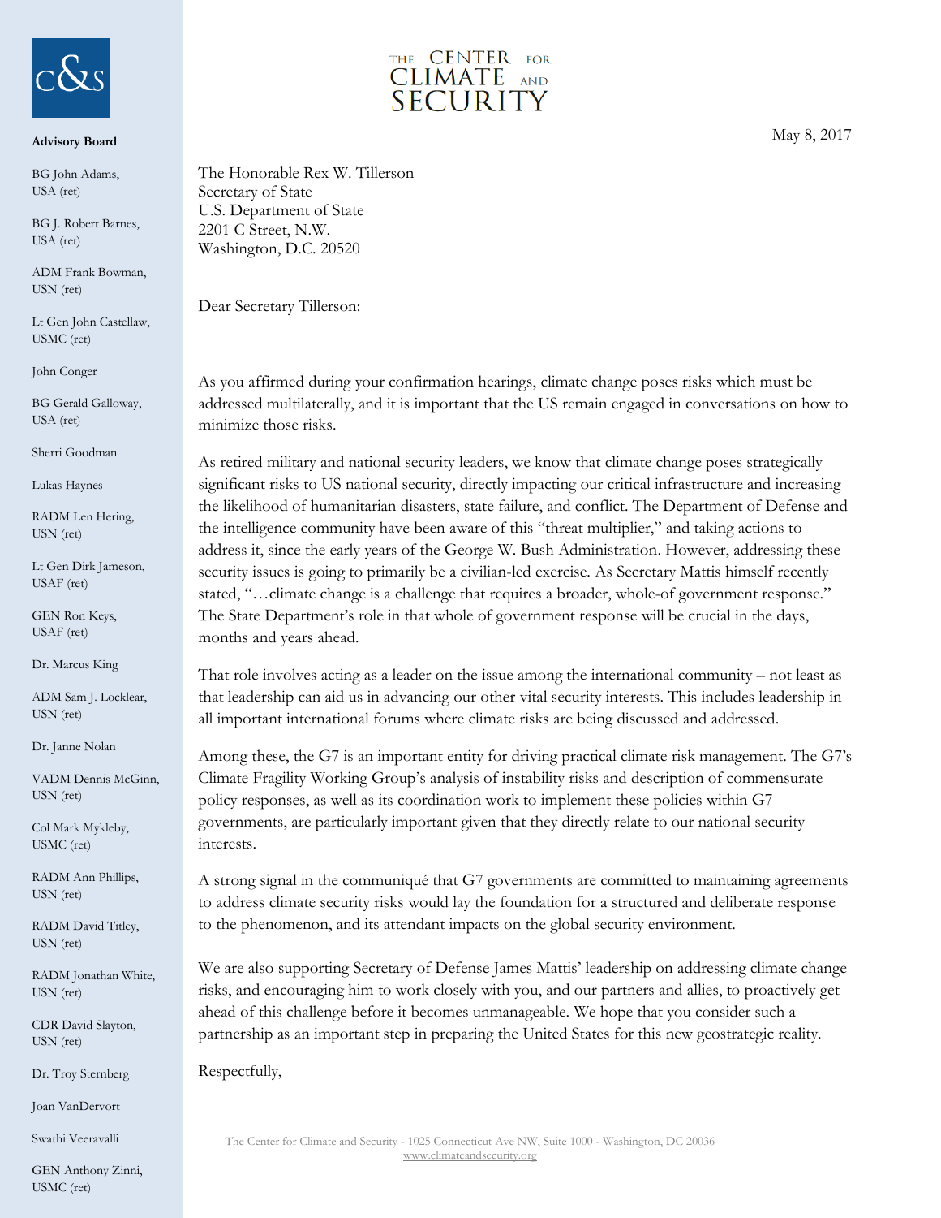# THE CENTER FOR CLIMATE AND SECURITY

**Advisory Board**

BG John Adams, USA (ret)

BG J. Robert Barnes, USA (ret)

ADM Frank Bowman, USN (ret)

Lt Gen John Castellaw, USMC (ret)

John Conger

BG Gerald Galloway, USA (ret)

Sherri Goodman

Lukas Haynes

RADM Len Hering, USN (ret)

Lt Gen Dirk Jameson, USAF (ret)

GEN Ron Keys, USAF (ret)

Dr. Marcus King

ADM Sam J. Locklear, USN (ret)

Dr. Janne Nolan

VADM Dennis McGinn, USN (ret)

Col Mark Mykleby, USMC (ret)

RADM Ann Phillips, USN (ret)

RADM David Titley, USN (ret)

RADM Jonathan White, USN (ret)

CDR David Slayton, USN (ret)

Dr. Troy Sternberg

Joan VanDervort

Swathi Veeravalli

GEN Anthony Zinni, USMC (ret)

May 8, 2017

The Honorable Rex W. Tillerson
Secretary of State
U.S. Department of State
2201 C Street, N.W.
Washington, D.C. 20520

Dear Secretary Tillerson:

As you affirmed during your confirmation hearings, climate change poses risks which must be addressed multilaterally, and it is important that the US remain engaged in conversations on how to minimize those risks.

As retired military and national security leaders, we know that climate change poses strategically significant risks to US national security, directly impacting our critical infrastructure and increasing the likelihood of humanitarian disasters, state failure, and conflict. The Department of Defense and the intelligence community have been aware of this "threat multiplier," and taking actions to address it, since the early years of the George W. Bush Administration. However, addressing these security issues is going to primarily be a civilian-led exercise. As Secretary Mattis himself recently stated, "…climate change is a challenge that requires a broader, whole-of government response." The State Department's role in that whole of government response will be crucial in the days, months and years ahead.

That role involves acting as a leader on the issue among the international community – not least as that leadership can aid us in advancing our other vital security interests. This includes leadership in all important international forums where climate risks are being discussed and addressed.

Among these, the G7 is an important entity for driving practical climate risk management. The G7's Climate Fragility Working Group's analysis of instability risks and description of commensurate policy responses, as well as its coordination work to implement these policies within G7 governments, are particularly important given that they directly relate to our national security interests.

A strong signal in the communiqué that G7 governments are committed to maintaining agreements to address climate security risks would lay the foundation for a structured and deliberate response to the phenomenon, and its attendant impacts on the global security environment.

We are also supporting Secretary of Defense James Mattis' leadership on addressing climate change risks, and encouraging him to work closely with you, and our partners and allies, to proactively get ahead of this challenge before it becomes unmanageable. We hope that you consider such a partnership as an important step in preparing the United States for this new geostrategic reality.

Respectfully,

The Center for Climate and Security - 1025 Connecticut Ave NW, Suite 1000 - Washington, DC 20036
www.climateandsecurity.org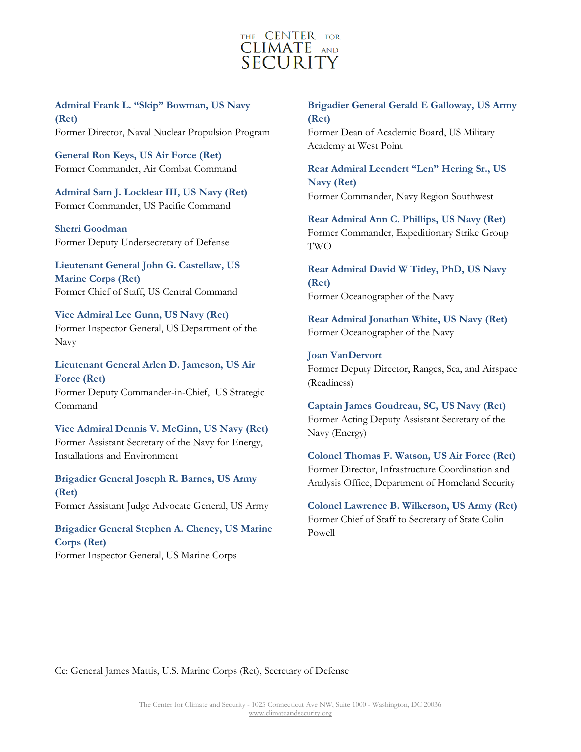THE CENTER FOR CLIMATE AND SECURITY

**Admiral Frank L. "Skip" Bowman, US Navy (Ret)**
Former Director, Naval Nuclear Propulsion Program

**General Ron Keys, US Air Force (Ret)**
Former Commander, Air Combat Command

**Admiral Sam J. Locklear III, US Navy (Ret)**
Former Commander, US Pacific Command

**Sherri Goodman**
Former Deputy Undersecretary of Defense

**Lieutenant General John G. Castellaw, US Marine Corps (Ret)**
Former Chief of Staff, US Central Command

**Vice Admiral Lee Gunn, US Navy (Ret)**
Former Inspector General, US Department of the Navy

**Lieutenant General Arlen D. Jameson, US Air Force (Ret)**
Former Deputy Commander-in-Chief, US Strategic Command

**Vice Admiral Dennis V. McGinn, US Navy (Ret)**
Former Assistant Secretary of the Navy for Energy, Installations and Environment

**Brigadier General Joseph R. Barnes, US Army (Ret)**
Former Assistant Judge Advocate General, US Army

**Brigadier General Stephen A. Cheney, US Marine Corps (Ret)**
Former Inspector General, US Marine Corps

**Brigadier General Gerald E Galloway, US Army (Ret)**
Former Dean of Academic Board, US Military Academy at West Point

**Rear Admiral Leendert "Len" Hering Sr., US Navy (Ret)**
Former Commander, Navy Region Southwest

**Rear Admiral Ann C. Phillips, US Navy (Ret)**
Former Commander, Expeditionary Strike Group TWO

**Rear Admiral David W Titley, PhD, US Navy (Ret)**
Former Oceanographer of the Navy

**Rear Admiral Jonathan White, US Navy (Ret)**
Former Oceanographer of the Navy

**Joan VanDervort**
Former Deputy Director, Ranges, Sea, and Airspace (Readiness)

**Captain James Goudreau, SC, US Navy (Ret)**
Former Acting Deputy Assistant Secretary of the Navy (Energy)

**Colonel Thomas F. Watson, US Air Force (Ret)**
Former Director, Infrastructure Coordination and Analysis Office, Department of Homeland Security

**Colonel Lawrence B. Wilkerson, US Army (Ret)**
Former Chief of Staff to Secretary of State Colin Powell

Cc: General James Mattis, U.S. Marine Corps (Ret), Secretary of Defense

The Center for Climate and Security - 1025 Connecticut Ave NW, Suite 1000 - Washington, DC 20036
www.climateandsecurity.org